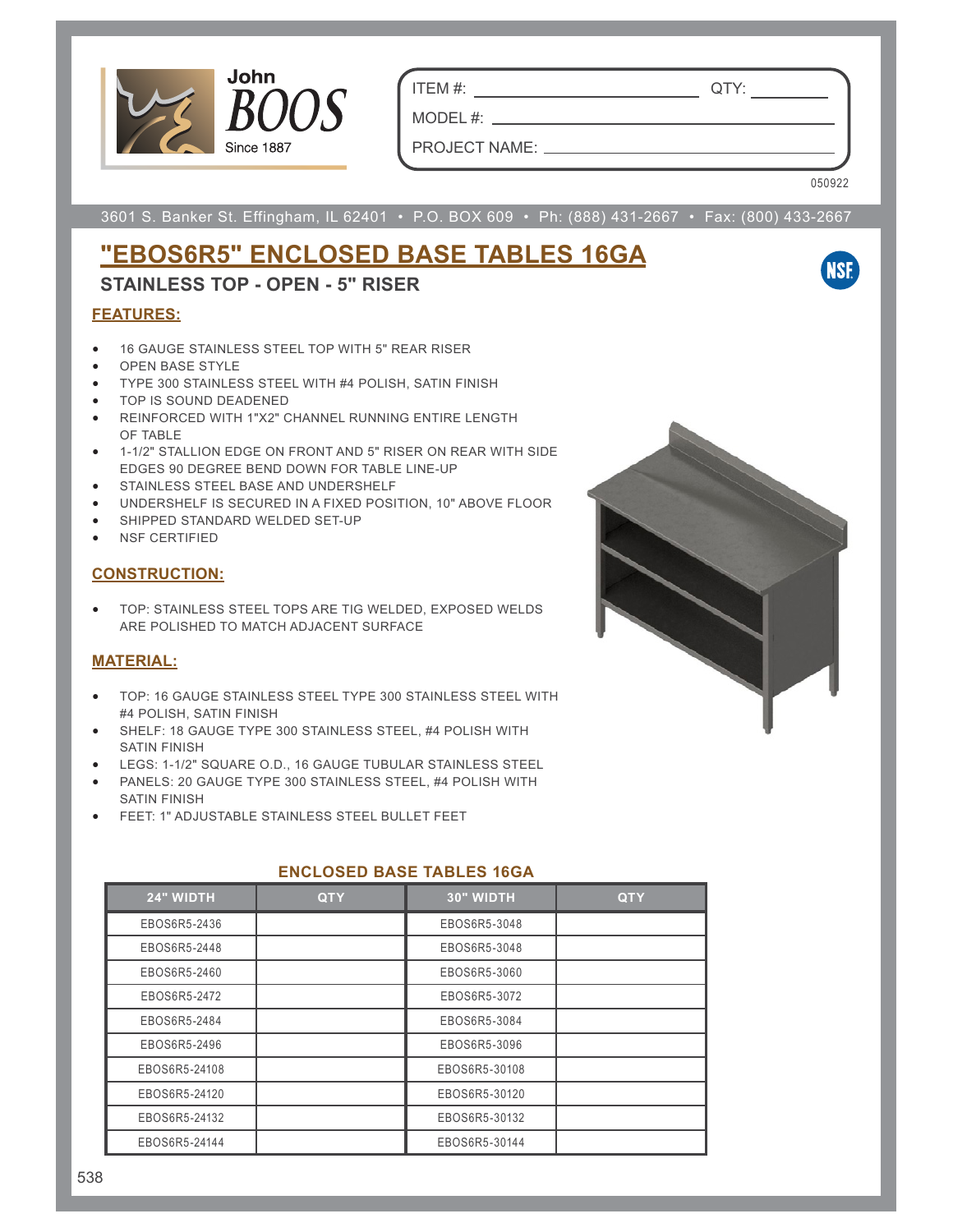John BOOS
Since 1887

ITEM #: ______________________ QTY: __________

MODEL #: ______________________________________

PROJECT NAME: _________________________________

050922

3601 S. Banker St. Effingham, IL 62401 • P.O. BOX 609 • Ph: (888) 431-2667 • Fax: (800) 433-2667

# "EBOS6R5" ENCLOSED BASE TABLES 16GA

## STAINLESS TOP - OPEN - 5" RISER

### FEATURES:

- 16 GAUGE STAINLESS STEEL TOP WITH 5" REAR RISER
- OPEN BASE STYLE
- TYPE 300 STAINLESS STEEL WITH #4 POLISH, SATIN FINISH
- TOP IS SOUND DEADENED
- REINFORCED WITH 1"X2" CHANNEL RUNNING ENTIRE LENGTH OF TABLE
- 1-1/2" STALLION EDGE ON FRONT AND 5" RISER ON REAR WITH SIDE EDGES 90 DEGREE BEND DOWN FOR TABLE LINE-UP
- STAINLESS STEEL BASE AND UNDERSHELF
- UNDERSHELF IS SECURED IN A FIXED POSITION, 10" ABOVE FLOOR
- SHIPPED STANDARD WELDED SET-UP
- NSF CERTIFIED

### CONSTRUCTION:

- TOP: STAINLESS STEEL TOPS ARE TIG WELDED, EXPOSED WELDS ARE POLISHED TO MATCH ADJACENT SURFACE

### MATERIAL:

- TOP: 16 GAUGE STAINLESS STEEL TYPE 300 STAINLESS STEEL WITH #4 POLISH, SATIN FINISH
- SHELF: 18 GAUGE TYPE 300 STAINLESS STEEL, #4 POLISH WITH SATIN FINISH
- LEGS: 1-1/2" SQUARE O.D., 16 GAUGE TUBULAR STAINLESS STEEL
- PANELS: 20 GAUGE TYPE 300 STAINLESS STEEL, #4 POLISH WITH SATIN FINISH
- FEET: 1" ADJUSTABLE STAINLESS STEEL BULLET FEET

### ENCLOSED BASE TABLES 16GA

| 24" WIDTH | QTY | 30" WIDTH | QTY |
|---|---|---|---|
| EBOS6R5-2436 | | EBOS6R5-3048 | |
| EBOS6R5-2448 | | EBOS6R5-3048 | |
| EBOS6R5-2460 | | EBOS6R5-3060 | |
| EBOS6R5-2472 | | EBOS6R5-3072 | |
| EBOS6R5-2484 | | EBOS6R5-3084 | |
| EBOS6R5-2496 | | EBOS6R5-3096 | |
| EBOS6R5-24108 | | EBOS6R5-30108 | |
| EBOS6R5-24120 | | EBOS6R5-30120 | |
| EBOS6R5-24132 | | EBOS6R5-30132 | |
| EBOS6R5-24144 | | EBOS6R5-30144 | |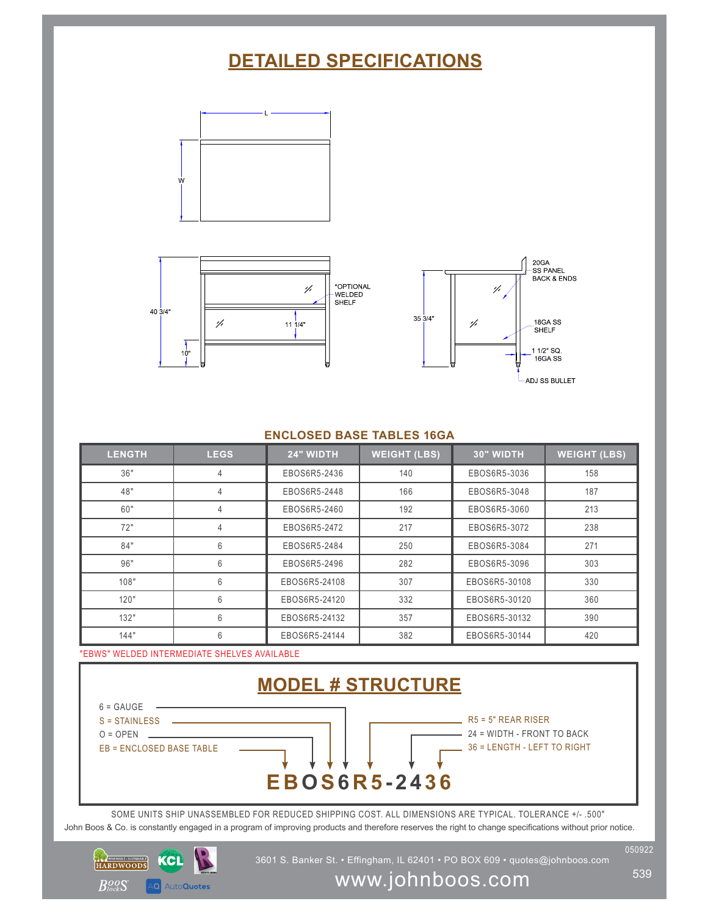# DETAILED SPECIFICATIONS

L

W

40 3/4"

10"

*OPTIONAL WELDED SHELF

11 1/4"

35 3/4"

20GA SS PANEL BACK & ENDS

18GA SS SHELF

1 1/2" SQ. 16GA SS

ADJ SS BULLET

## ENCLOSED BASE TABLES 16GA

| LENGTH | LEGS | 24" WIDTH | WEIGHT (LBS) | 30" WIDTH | WEIGHT (LBS) |
|---|---|---|---|---|---|
| 36" | 4 | EBOS6R5-2436 | 140 | EBOS6R5-3036 | 158 |
| 48" | 4 | EBOS6R5-2448 | 166 | EBOS6R5-3048 | 187 |
| 60" | 4 | EBOS6R5-2460 | 192 | EBOS6R5-3060 | 213 |
| 72" | 4 | EBOS6R5-2472 | 217 | EBOS6R5-3072 | 238 |
| 84" | 6 | EBOS6R5-2484 | 250 | EBOS6R5-3084 | 271 |
| 96" | 6 | EBOS6R5-2496 | 282 | EBOS6R5-3096 | 303 |
| 108" | 6 | EBOS6R5-24108 | 307 | EBOS6R5-30108 | 330 |
| 120" | 6 | EBOS6R5-24120 | 332 | EBOS6R5-30120 | 360 |
| 132" | 6 | EBOS6R5-24132 | 357 | EBOS6R5-30132 | 390 |
| 144" | 6 | EBOS6R5-24144 | 382 | EBOS6R5-30144 | 420 |

"EBWS" WELDED INTERMEDIATE SHELVES AVAILABLE

## MODEL # STRUCTURE

- 6 = GAUGE
- S = STAINLESS
- O = OPEN
- EB = ENCLOSED BASE TABLE
- R5 = 5" REAR RISER
- 24 = WIDTH - FRONT TO BACK
- 36 = LENGTH - LEFT TO RIGHT

**EBOS6R5-2436**

SOME UNITS SHIP UNASSEMBLED FOR REDUCED SHIPPING COST. ALL DIMENSIONS ARE TYPICAL. TOLERANCE +/- .500"

John Boos & Co. is constantly engaged in a program of improving products and therefore reserves the right to change specifications without prior notice.

3601 S. Banker St. • Effingham, IL 62401 • PO BOX 609 • quotes@johnboos.com

www.johnboos.com

050922